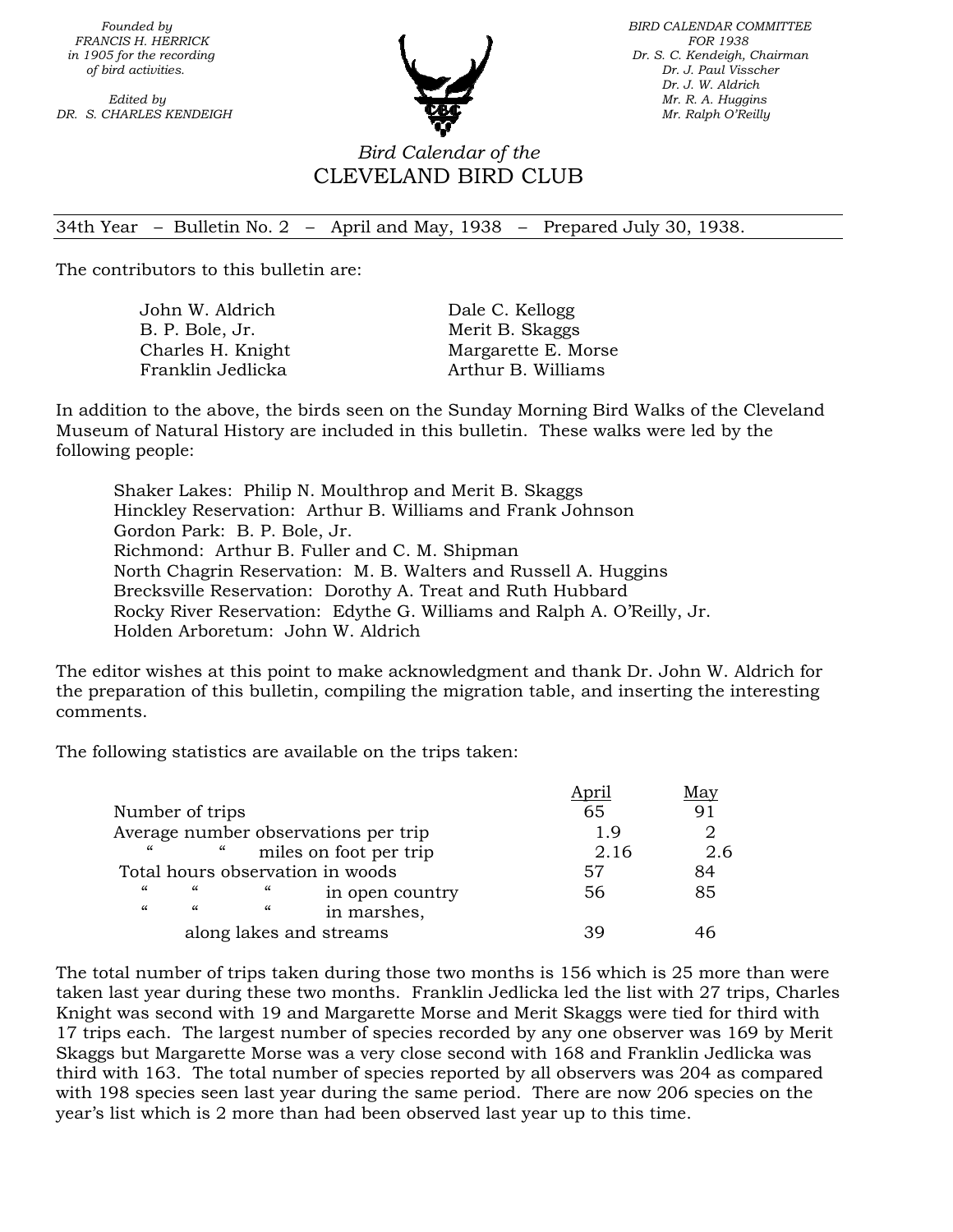*Founded by*
*FRANCIS H. HERRICK*
*in 1905 for the recording*
*of bird activities.*

*Edited by*
*DR. S. CHARLES KENDEIGH*

*BIRD CALENDAR COMMITTEE*
*FOR 1938*
*Dr. S. C. Kendeigh, Chairman*
*Dr. J. Paul Visscher*
*Dr. J. W. Aldrich*
*Mr. R. A. Huggins*
*Mr. Ralph O'Reilly*

# *Bird Calendar of the*
# CLEVELAND BIRD CLUB

34th Year – Bulletin No. 2 – April and May, 1938 – Prepared July 30, 1938.

The contributors to this bulletin are:

John W. Aldrich
B. P. Bole, Jr.
Charles H. Knight
Franklin Jedlicka
Dale C. Kellogg
Merit B. Skaggs
Margarette E. Morse
Arthur B. Williams

In addition to the above, the birds seen on the Sunday Morning Bird Walks of the Cleveland Museum of Natural History are included in this bulletin. These walks were led by the following people:

Shaker Lakes: Philip N. Moulthrop and Merit B. Skaggs
Hinckley Reservation: Arthur B. Williams and Frank Johnson
Gordon Park: B. P. Bole, Jr.
Richmond: Arthur B. Fuller and C. M. Shipman
North Chagrin Reservation: M. B. Walters and Russell A. Huggins
Brecksville Reservation: Dorothy A. Treat and Ruth Hubbard
Rocky River Reservation: Edythe G. Williams and Ralph A. O'Reilly, Jr.
Holden Arboretum: John W. Aldrich

The editor wishes at this point to make acknowledgment and thank Dr. John W. Aldrich for the preparation of this bulletin, compiling the migration table, and inserting the interesting comments.

The following statistics are available on the trips taken:

| | April | May |
|---|---|---|
| Number of trips | 65 | 91 |
| Average number observations per trip | 1.9 | 2 |
| " " miles on foot per trip | 2.16 | 2.6 |
| Total hours observation in woods | 57 | 84 |
| " " " in open country | 56 | 85 |
| " " " in marshes, along lakes and streams | 39 | 46 |

The total number of trips taken during those two months is 156 which is 25 more than were taken last year during these two months. Franklin Jedlicka led the list with 27 trips, Charles Knight was second with 19 and Margarette Morse and Merit Skaggs were tied for third with 17 trips each. The largest number of species recorded by any one observer was 169 by Merit Skaggs but Margarette Morse was a very close second with 168 and Franklin Jedlicka was third with 163. The total number of species reported by all observers was 204 as compared with 198 species seen last year during the same period. There are now 206 species on the year's list which is 2 more than had been observed last year up to this time.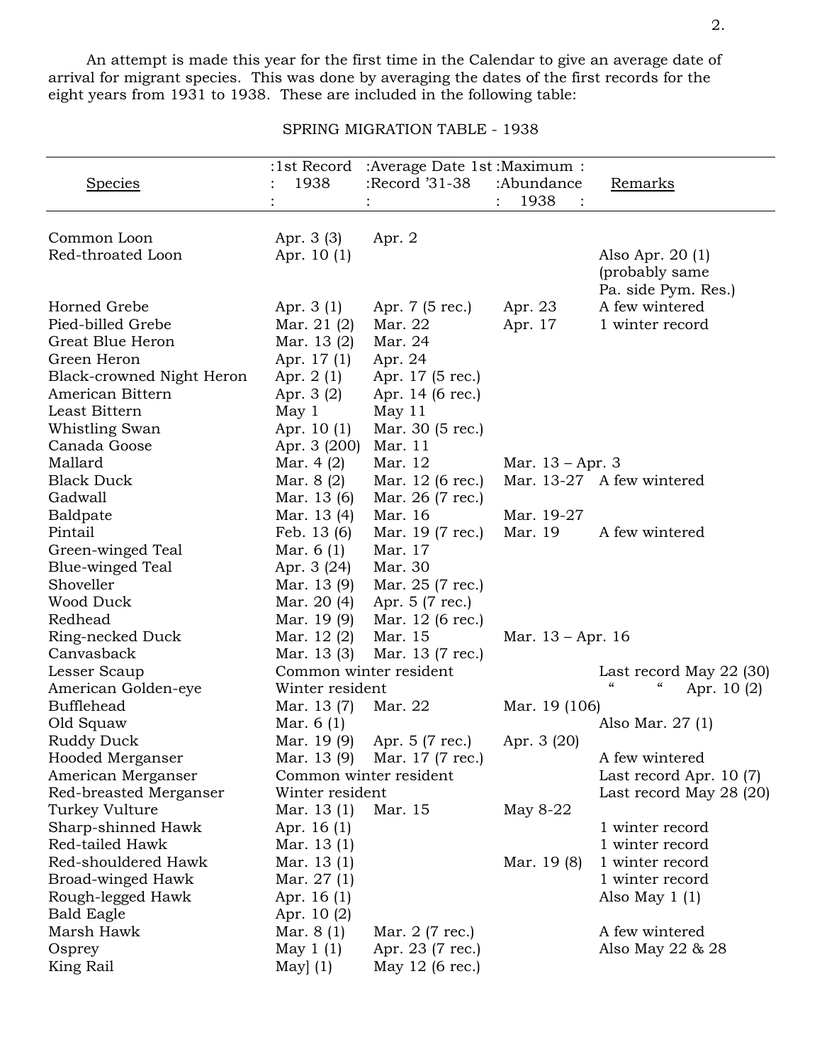An attempt is made this year for the first time in the Calendar to give an average date of arrival for migrant species. This was done by averaging the dates of the first records for the eight years from 1931 to 1938. These are included in the following table:

SPRING MIGRATION TABLE - 1938

| Species | 1st Record 1938 | Average Date 1st Record '31-38 | Maximum Abundance 1938 | Remarks |
|---|---|---|---|---|
| Common Loon | Apr. 3 (3) | Apr. 2 | | |
| Red-throated Loon | Apr. 10 (1) | | | Also Apr. 20 (1) (probably same Pa. side Pym. Res.) |
| Horned Grebe | Apr. 3 (1) | Apr. 7 (5 rec.) | Apr. 23 | A few wintered |
| Pied-billed Grebe | Mar. 21 (2) | Mar. 22 | Apr. 17 | 1 winter record |
| Great Blue Heron | Mar. 13 (2) | Mar. 24 | | |
| Green Heron | Apr. 17 (1) | Apr. 24 | | |
| Black-crowned Night Heron | Apr. 2 (1) | Apr. 17 (5 rec.) | | |
| American Bittern | Apr. 3 (2) | Apr. 14 (6 rec.) | | |
| Least Bittern | May 1 | May 11 | | |
| Whistling Swan | Apr. 10 (1) | Mar. 30 (5 rec.) | | |
| Canada Goose | Apr. 3 (200) | Mar. 11 | | |
| Mallard | Mar. 4 (2) | Mar. 12 | Mar. 13 – Apr. 3 | |
| Black Duck | Mar. 8 (2) | Mar. 12 (6 rec.) | Mar. 13-27 | A few wintered |
| Gadwall | Mar. 13 (6) | Mar. 26 (7 rec.) | | |
| Baldpate | Mar. 13 (4) | Mar. 16 | Mar. 19-27 | |
| Pintail | Feb. 13 (6) | Mar. 19 (7 rec.) | Mar. 19 | A few wintered |
| Green-winged Teal | Mar. 6 (1) | Mar. 17 | | |
| Blue-winged Teal | Apr. 3 (24) | Mar. 30 | | |
| Shoveller | Mar. 13 (9) | Mar. 25 (7 rec.) | | |
| Wood Duck | Mar. 20 (4) | Apr. 5 (7 rec.) | | |
| Redhead | Mar. 19 (9) | Mar. 12 (6 rec.) | | |
| Ring-necked Duck | Mar. 12 (2) | Mar. 15 | Mar. 13 – Apr. 16 | |
| Canvasback | Mar. 13 (3) | Mar. 13 (7 rec.) | | |
| Lesser Scaup | Common winter resident | | | Last record May 22 (30) |
| American Golden-eye | Winter resident | | | " " Apr. 10 (2) |
| Bufflehead | Mar. 13 (7) | Mar. 22 | Mar. 19 (106) | |
| Old Squaw | Mar. 6 (1) | | | Also Mar. 27 (1) |
| Ruddy Duck | Mar. 19 (9) | Apr. 5 (7 rec.) | Apr. 3 (20) | |
| Hooded Merganser | Mar. 13 (9) | Mar. 17 (7 rec.) | | A few wintered |
| American Merganser | Common winter resident | | | Last record Apr. 10 (7) |
| Red-breasted Merganser | Winter resident | | | Last record May 28 (20) |
| Turkey Vulture | Mar. 13 (1) | Mar. 15 | May 8-22 | |
| Sharp-shinned Hawk | Apr. 16 (1) | | | 1 winter record |
| Red-tailed Hawk | Mar. 13 (1) | | | 1 winter record |
| Red-shouldered Hawk | Mar. 13 (1) | | Mar. 19 (8) | 1 winter record |
| Broad-winged Hawk | Mar. 27 (1) | | | 1 winter record |
| Rough-legged Hawk | Apr. 16 (1) | | | Also May 1 (1) |
| Bald Eagle | Apr. 10 (2) | | | |
| Marsh Hawk | Mar. 8 (1) | Mar. 2 (7 rec.) | | A few wintered |
| Osprey | May 1 (1) | Apr. 23 (7 rec.) | | Also May 22 & 28 |
| King Rail | May] (1) | May 12 (6 rec.) | | |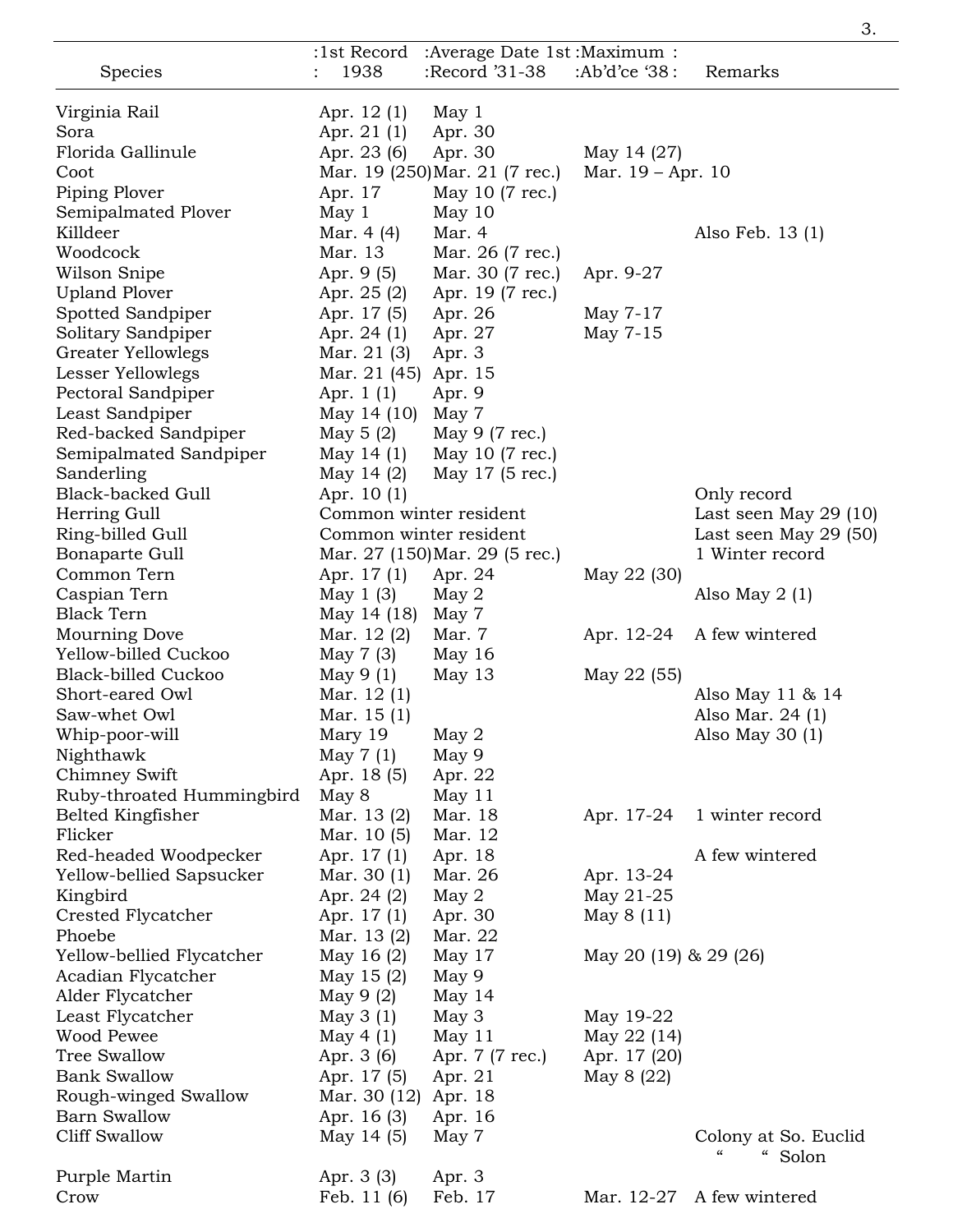| Species | 1st Record 1938 | Average Date 1st Record '31-38 | Maximum Ab'd'ce '38 | Remarks |
|---|---|---|---|---|
| Virginia Rail | Apr. 12 (1) | May 1 | | |
| Sora | Apr. 21 (1) | Apr. 30 | | |
| Florida Gallinule | Apr. 23 (6) | Apr. 30 | May 14 (27) | |
| Coot | Mar. 19 (250) | Mar. 21 (7 rec.) | Mar. 19 – Apr. 10 | |
| Piping Plover | Apr. 17 | May 10 (7 rec.) | | |
| Semipalmated Plover | May 1 | May 10 | | |
| Killdeer | Mar. 4 (4) | Mar. 4 | | Also Feb. 13 (1) |
| Woodcock | Mar. 13 | Mar. 26 (7 rec.) | | |
| Wilson Snipe | Apr. 9 (5) | Mar. 30 (7 rec.) | Apr. 9-27 | |
| Upland Plover | Apr. 25 (2) | Apr. 19 (7 rec.) | | |
| Spotted Sandpiper | Apr. 17 (5) | Apr. 26 | May 7-17 | |
| Solitary Sandpiper | Apr. 24 (1) | Apr. 27 | May 7-15 | |
| Greater Yellowlegs | Mar. 21 (3) | Apr. 3 | | |
| Lesser Yellowlegs | Mar. 21 (45) | Apr. 15 | | |
| Pectoral Sandpiper | Apr. 1 (1) | Apr. 9 | | |
| Least Sandpiper | May 14 (10) | May 7 | | |
| Red-backed Sandpiper | May 5 (2) | May 9 (7 rec.) | | |
| Semipalmated Sandpiper | May 14 (1) | May 10 (7 rec.) | | |
| Sanderling | May 14 (2) | May 17 (5 rec.) | | |
| Black-backed Gull | Apr. 10 (1) | | | Only record |
| Herring Gull | Common winter resident | | | Last seen May 29 (10) |
| Ring-billed Gull | Common winter resident | | | Last seen May 29 (50) |
| Bonaparte Gull | Mar. 27 (150) | Mar. 29 (5 rec.) | | 1 Winter record |
| Common Tern | Apr. 17 (1) | Apr. 24 | May 22 (30) | |
| Caspian Tern | May 1 (3) | May 2 | | Also May 2 (1) |
| Black Tern | May 14 (18) | May 7 | | |
| Mourning Dove | Mar. 12 (2) | Mar. 7 | Apr. 12-24 | A few wintered |
| Yellow-billed Cuckoo | May 7 (3) | May 16 | | |
| Black-billed Cuckoo | May 9 (1) | May 13 | May 22 (55) | |
| Short-eared Owl | Mar. 12 (1) | | | Also May 11 & 14 |
| Saw-whet Owl | Mar. 15 (1) | | | Also Mar. 24 (1) |
| Whip-poor-will | Mary 19 | May 2 | | Also May 30 (1) |
| Nighthawk | May 7 (1) | May 9 | | |
| Chimney Swift | Apr. 18 (5) | Apr. 22 | | |
| Ruby-throated Hummingbird | May 8 | May 11 | | |
| Belted Kingfisher | Mar. 13 (2) | Mar. 18 | Apr. 17-24 | 1 winter record |
| Flicker | Mar. 10 (5) | Mar. 12 | | |
| Red-headed Woodpecker | Apr. 17 (1) | Apr. 18 | | A few wintered |
| Yellow-bellied Sapsucker | Mar. 30 (1) | Mar. 26 | Apr. 13-24 | |
| Kingbird | Apr. 24 (2) | May 2 | May 21-25 | |
| Crested Flycatcher | Apr. 17 (1) | Apr. 30 | May 8 (11) | |
| Phoebe | Mar. 13 (2) | Mar. 22 | | |
| Yellow-bellied Flycatcher | May 16 (2) | May 17 | May 20 (19) & 29 (26) | |
| Acadian Flycatcher | May 15 (2) | May 9 | | |
| Alder Flycatcher | May 9 (2) | May 14 | | |
| Least Flycatcher | May 3 (1) | May 3 | May 19-22 | |
| Wood Pewee | May 4 (1) | May 11 | May 22 (14) | |
| Tree Swallow | Apr. 3 (6) | Apr. 7 (7 rec.) | Apr. 17 (20) | |
| Bank Swallow | Apr. 17 (5) | Apr. 21 | May 8 (22) | |
| Rough-winged Swallow | Mar. 30 (12) | Apr. 18 | | |
| Barn Swallow | Apr. 16 (3) | Apr. 16 | | |
| Cliff Swallow | May 14 (5) | May 7 | | Colony at So. Euclid " " Solon |
| Purple Martin | Apr. 3 (3) | Apr. 3 | | |
| Crow | Feb. 11 (6) | Feb. 17 | Mar. 12-27 | A few wintered |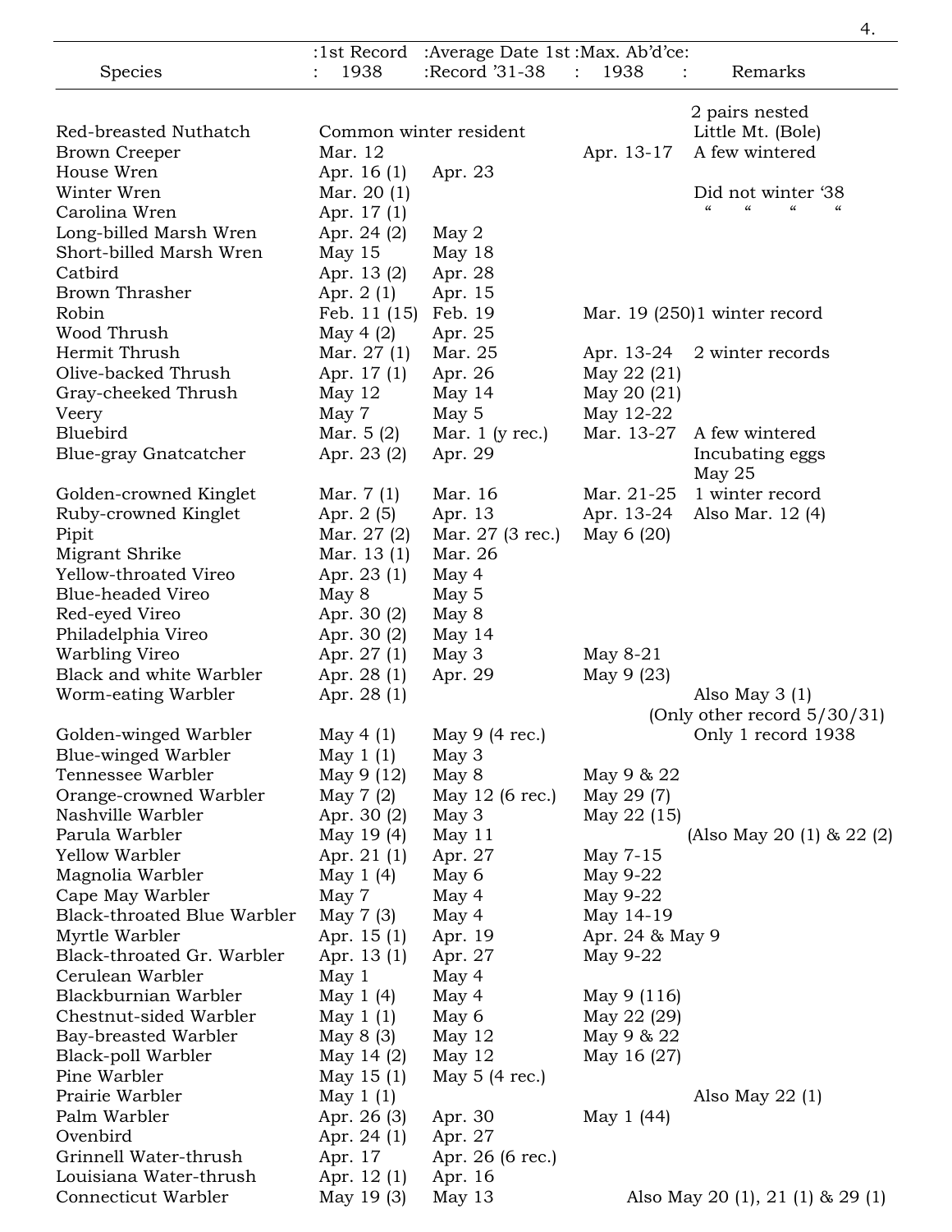| Species | 1st Record 1938 | Average Date 1st Record '31-38 | Max. Ab'd'ce: 1938 | Remarks |
|---|---|---|---|---|
| Red-breasted Nuthatch | Common winter resident | | | 2 pairs nested Little Mt. (Bole) |
| Brown Creeper | Mar. 12 | | Apr. 13-17 | A few wintered |
| House Wren | Apr. 16 (1) | Apr. 23 | | |
| Winter Wren | Mar. 20 (1) | | | Did not winter '38 |
| Carolina Wren | Apr. 17 (1) | | | " " " " |
| Long-billed Marsh Wren | Apr. 24 (2) | May 2 | | |
| Short-billed Marsh Wren | May 15 | May 18 | | |
| Catbird | Apr. 13 (2) | Apr. 28 | | |
| Brown Thrasher | Apr. 2 (1) | Apr. 15 | | |
| Robin | Feb. 11 (15) | Feb. 19 | Mar. 19 (250) | 1 winter record |
| Wood Thrush | May 4 (2) | Apr. 25 | | |
| Hermit Thrush | Mar. 27 (1) | Mar. 25 | Apr. 13-24 | 2 winter records |
| Olive-backed Thrush | Apr. 17 (1) | Apr. 26 | May 22 (21) | |
| Gray-cheeked Thrush | May 12 | May 14 | May 20 (21) | |
| Veery | May 7 | May 5 | May 12-22 | |
| Bluebird | Mar. 5 (2) | Mar. 1 (y rec.) | Mar. 13-27 | A few wintered |
| Blue-gray Gnatcatcher | Apr. 23 (2) | Apr. 29 | | Incubating eggs May 25 |
| Golden-crowned Kinglet | Mar. 7 (1) | Mar. 16 | Mar. 21-25 | 1 winter record |
| Ruby-crowned Kinglet | Apr. 2 (5) | Apr. 13 | Apr. 13-24 | Also Mar. 12 (4) |
| Pipit | Mar. 27 (2) | Mar. 27 (3 rec.) | May 6 (20) | |
| Migrant Shrike | Mar. 13 (1) | Mar. 26 | | |
| Yellow-throated Vireo | Apr. 23 (1) | May 4 | | |
| Blue-headed Vireo | May 8 | May 5 | | |
| Red-eyed Vireo | Apr. 30 (2) | May 8 | | |
| Philadelphia Vireo | Apr. 30 (2) | May 14 | | |
| Warbling Vireo | Apr. 27 (1) | May 3 | May 8-21 | |
| Black and white Warbler | Apr. 28 (1) | Apr. 29 | May 9 (23) | |
| Worm-eating Warbler | Apr. 28 (1) | | | Also May 3 (1) (Only other record 5/30/31) |
| Golden-winged Warbler | May 4 (1) | May 9 (4 rec.) | | Only 1 record 1938 |
| Blue-winged Warbler | May 1 (1) | May 3 | | |
| Tennessee Warbler | May 9 (12) | May 8 | May 9 & 22 | |
| Orange-crowned Warbler | May 7 (2) | May 12 (6 rec.) | May 29 (7) | |
| Nashville Warbler | Apr. 30 (2) | May 3 | May 22 (15) | |
| Parula Warbler | May 19 (4) | May 11 | | (Also May 20 (1) & 22 (2) |
| Yellow Warbler | Apr. 21 (1) | Apr. 27 | May 7-15 | |
| Magnolia Warbler | May 1 (4) | May 6 | May 9-22 | |
| Cape May Warbler | May 7 | May 4 | May 9-22 | |
| Black-throated Blue Warbler | May 7 (3) | May 4 | May 14-19 | |
| Myrtle Warbler | Apr. 15 (1) | Apr. 19 | Apr. 24 & May 9 | |
| Black-throated Gr. Warbler | Apr. 13 (1) | Apr. 27 | May 9-22 | |
| Cerulean Warbler | May 1 | May 4 | | |
| Blackburnian Warbler | May 1 (4) | May 4 | May 9 (116) | |
| Chestnut-sided Warbler | May 1 (1) | May 6 | May 22 (29) | |
| Bay-breasted Warbler | May 8 (3) | May 12 | May 9 & 22 | |
| Black-poll Warbler | May 14 (2) | May 12 | May 16 (27) | |
| Pine Warbler | May 15 (1) | May 5 (4 rec.) | | |
| Prairie Warbler | May 1 (1) | | | Also May 22 (1) |
| Palm Warbler | Apr. 26 (3) | Apr. 30 | May 1 (44) | |
| Ovenbird | Apr. 24 (1) | Apr. 27 | | |
| Grinnell Water-thrush | Apr. 17 | Apr. 26 (6 rec.) | | |
| Louisiana Water-thrush | Apr. 12 (1) | Apr. 16 | | |
| Connecticut Warbler | May 19 (3) | May 13 | | Also May 20 (1), 21 (1) & 29 (1) |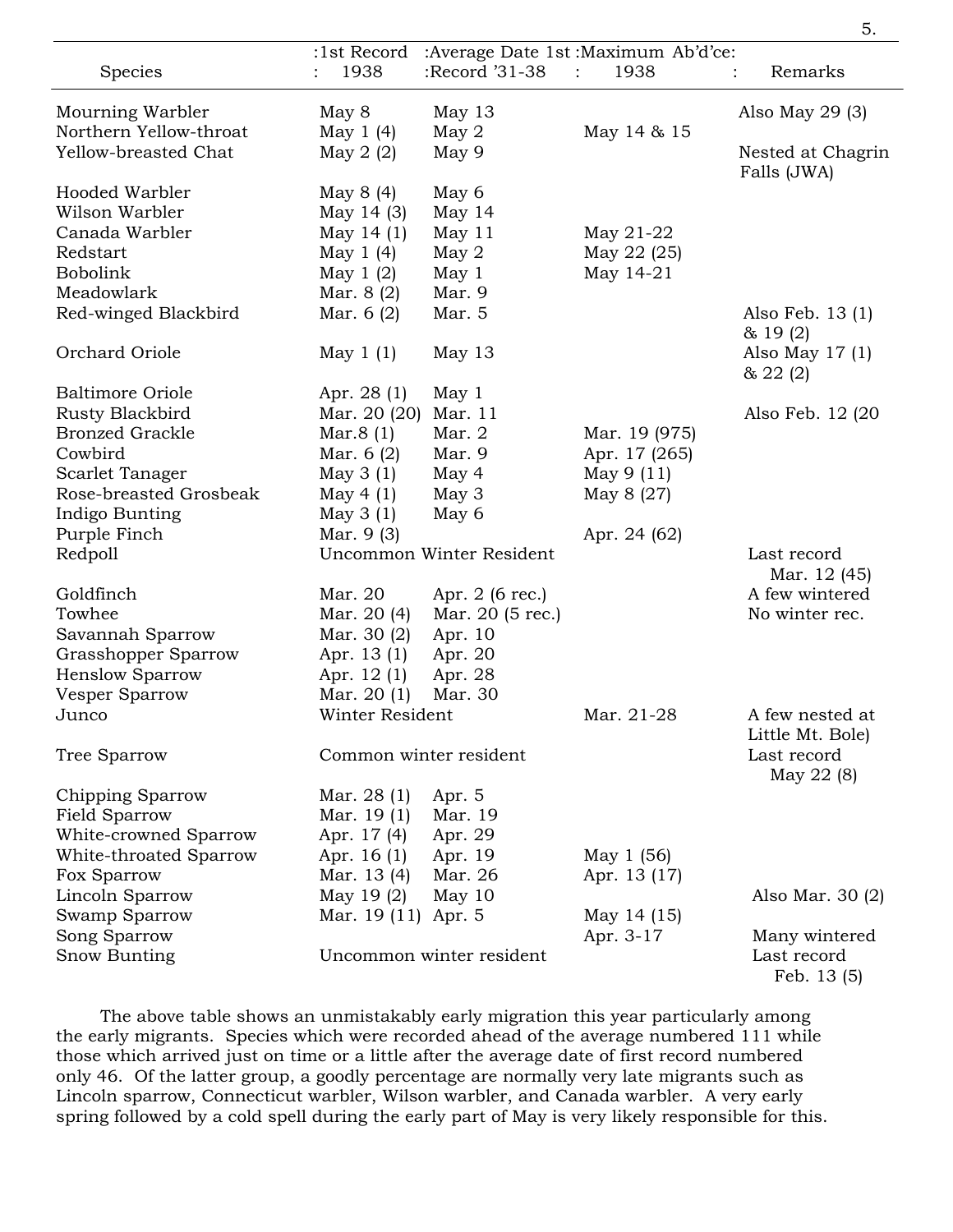| Species | 1st Record 1938 | Average Date 1st Record '31-38 | Maximum Ab'd'ce: 1938 | Remarks |
|---|---|---|---|---|
| Mourning Warbler | May 8 | May 13 | | Also May 29 (3) |
| Northern Yellow-throat | May 1 (4) | May 2 | May 14 & 15 | |
| Yellow-breasted Chat | May 2 (2) | May 9 | | Nested at Chagrin Falls (JWA) |
| Hooded Warbler | May 8 (4) | May 6 | | |
| Wilson Warbler | May 14 (3) | May 14 | | |
| Canada Warbler | May 14 (1) | May 11 | May 21-22 | |
| Redstart | May 1 (4) | May 2 | May 22 (25) | |
| Bobolink | May 1 (2) | May 1 | May 14-21 | |
| Meadowlark | Mar. 8 (2) | Mar. 9 | | |
| Red-winged Blackbird | Mar. 6 (2) | Mar. 5 | | Also Feb. 13 (1) & 19 (2) |
| Orchard Oriole | May 1 (1) | May 13 | | Also May 17 (1) & 22 (2) |
| Baltimore Oriole | Apr. 28 (1) | May 1 | | |
| Rusty Blackbird | Mar. 20 (20) | Mar. 11 | | Also Feb. 12 (20 |
| Bronzed Grackle | Mar.8 (1) | Mar. 2 | Mar. 19 (975) | |
| Cowbird | Mar. 6 (2) | Mar. 9 | Apr. 17 (265) | |
| Scarlet Tanager | May 3 (1) | May 4 | May 9 (11) | |
| Rose-breasted Grosbeak | May 4 (1) | May 3 | May 8 (27) | |
| Indigo Bunting | May 3 (1) | May 6 | | |
| Purple Finch | Mar. 9 (3) | | Apr. 24 (62) | |
| Redpoll | Uncommon Winter Resident | | | Last record Mar. 12 (45) |
| Goldfinch | Mar. 20 | Apr. 2 (6 rec.) | | A few wintered |
| Towhee | Mar. 20 (4) | Mar. 20 (5 rec.) | | No winter rec. |
| Savannah Sparrow | Mar. 30 (2) | Apr. 10 | | |
| Grasshopper Sparrow | Apr. 13 (1) | Apr. 20 | | |
| Henslow Sparrow | Apr. 12 (1) | Apr. 28 | | |
| Vesper Sparrow | Mar. 20 (1) | Mar. 30 | | |
| Junco | Winter Resident | | Mar. 21-28 | A few nested at Little Mt. Bole) |
| Tree Sparrow | Common winter resident | | | Last record May 22 (8) |
| Chipping Sparrow | Mar. 28 (1) | Apr. 5 | | |
| Field Sparrow | Mar. 19 (1) | Mar. 19 | | |
| White-crowned Sparrow | Apr. 17 (4) | Apr. 29 | | |
| White-throated Sparrow | Apr. 16 (1) | Apr. 19 | May 1 (56) | |
| Fox Sparrow | Mar. 13 (4) | Mar. 26 | Apr. 13 (17) | |
| Lincoln Sparrow | May 19 (2) | May 10 | | Also Mar. 30 (2) |
| Swamp Sparrow | Mar. 19 (11) | Apr. 5 | May 14 (15) | |
| Song Sparrow | | | Apr. 3-17 | Many wintered |
| Snow Bunting | Uncommon winter resident | | | Last record Feb. 13 (5) |

The above table shows an unmistakably early migration this year particularly among the early migrants. Species which were recorded ahead of the average numbered 111 while those which arrived just on time or a little after the average date of first record numbered only 46. Of the latter group, a goodly percentage are normally very late migrants such as Lincoln sparrow, Connecticut warbler, Wilson warbler, and Canada warbler. A very early spring followed by a cold spell during the early part of May is very likely responsible for this.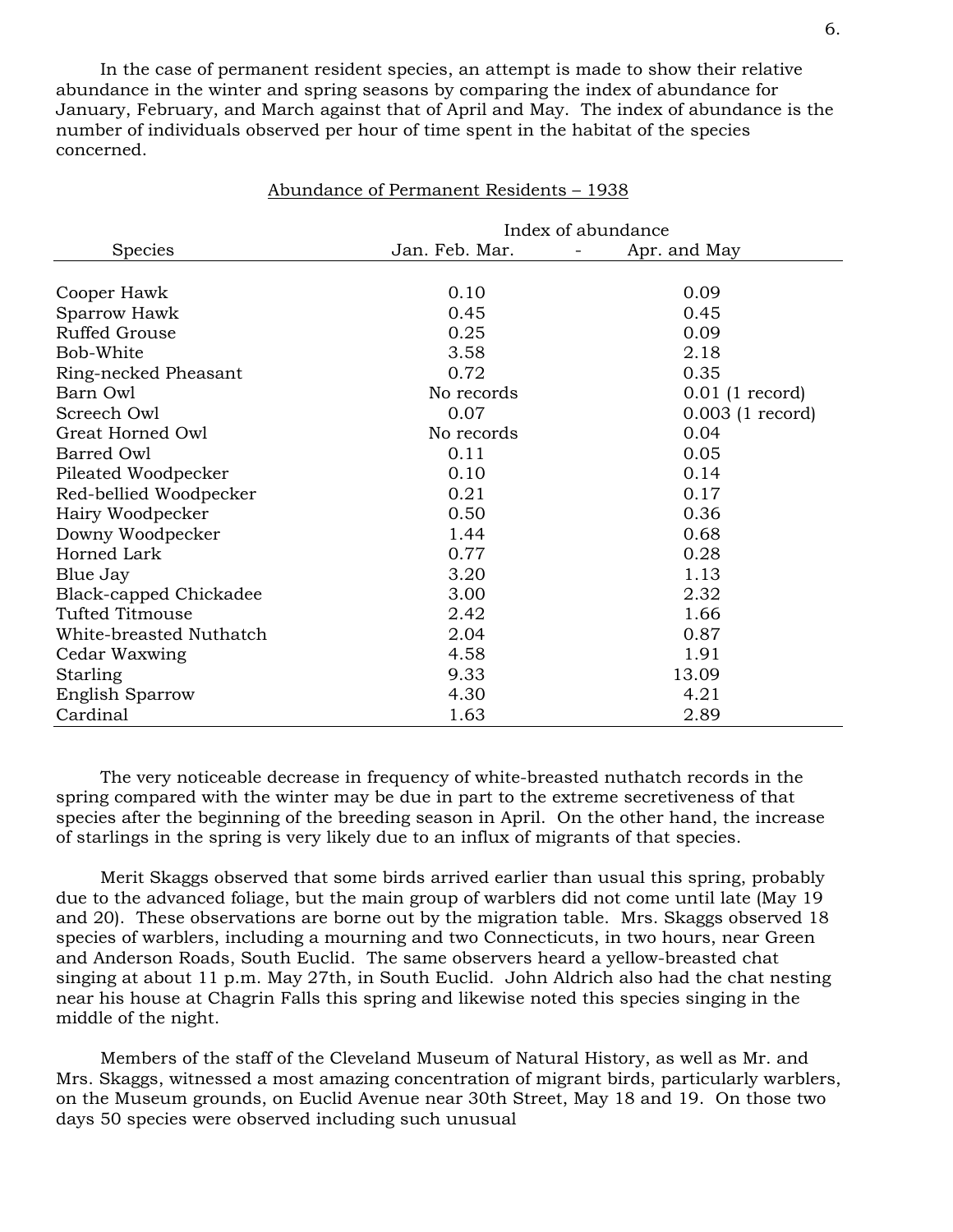In the case of permanent resident species, an attempt is made to show their relative abundance in the winter and spring seasons by comparing the index of abundance for January, February, and March against that of April and May. The index of abundance is the number of individuals observed per hour of time spent in the habitat of the species concerned.

Abundance of Permanent Residents – 1938

| Species | Index of abundance | |
|---|---|---|
| | Jan. Feb. Mar. | Apr. and May |
| Cooper Hawk | 0.10 | 0.09 |
| Sparrow Hawk | 0.45 | 0.45 |
| Ruffed Grouse | 0.25 | 0.09 |
| Bob-White | 3.58 | 2.18 |
| Ring-necked Pheasant | 0.72 | 0.35 |
| Barn Owl | No records | 0.01 (1 record) |
| Screech Owl | 0.07 | 0.003 (1 record) |
| Great Horned Owl | No records | 0.04 |
| Barred Owl | 0.11 | 0.05 |
| Pileated Woodpecker | 0.10 | 0.14 |
| Red-bellied Woodpecker | 0.21 | 0.17 |
| Hairy Woodpecker | 0.50 | 0.36 |
| Downy Woodpecker | 1.44 | 0.68 |
| Horned Lark | 0.77 | 0.28 |
| Blue Jay | 3.20 | 1.13 |
| Black-capped Chickadee | 3.00 | 2.32 |
| Tufted Titmouse | 2.42 | 1.66 |
| White-breasted Nuthatch | 2.04 | 0.87 |
| Cedar Waxwing | 4.58 | 1.91 |
| Starling | 9.33 | 13.09 |
| English Sparrow | 4.30 | 4.21 |
| Cardinal | 1.63 | 2.89 |

The very noticeable decrease in frequency of white-breasted nuthatch records in the spring compared with the winter may be due in part to the extreme secretiveness of that species after the beginning of the breeding season in April. On the other hand, the increase of starlings in the spring is very likely due to an influx of migrants of that species.

Merit Skaggs observed that some birds arrived earlier than usual this spring, probably due to the advanced foliage, but the main group of warblers did not come until late (May 19 and 20). These observations are borne out by the migration table. Mrs. Skaggs observed 18 species of warblers, including a mourning and two Connecticuts, in two hours, near Green and Anderson Roads, South Euclid. The same observers heard a yellow-breasted chat singing at about 11 p.m. May 27th, in South Euclid. John Aldrich also had the chat nesting near his house at Chagrin Falls this spring and likewise noted this species singing in the middle of the night.

Members of the staff of the Cleveland Museum of Natural History, as well as Mr. and Mrs. Skaggs, witnessed a most amazing concentration of migrant birds, particularly warblers, on the Museum grounds, on Euclid Avenue near 30th Street, May 18 and 19. On those two days 50 species were observed including such unusual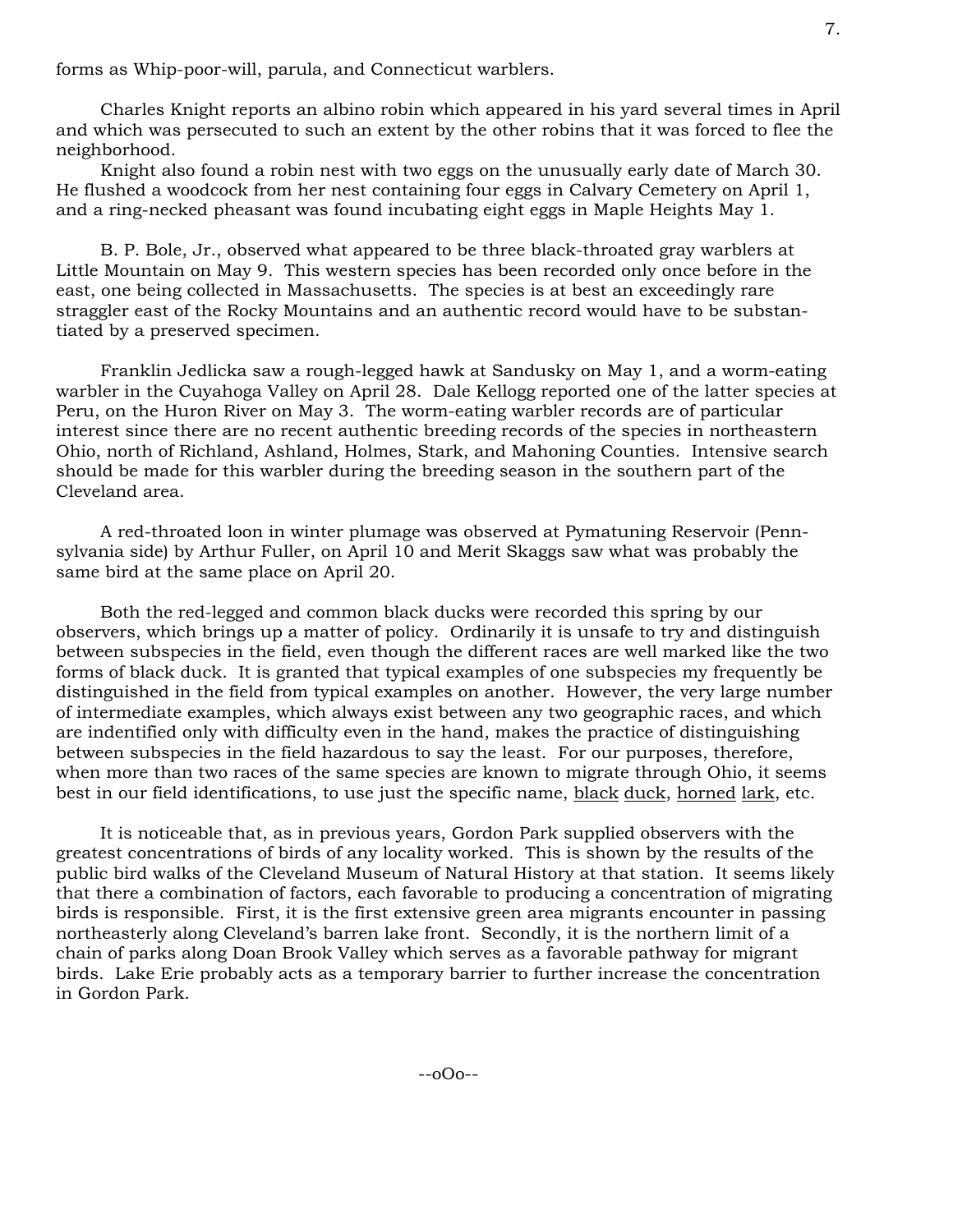forms as Whip-poor-will, parula, and Connecticut warblers.

Charles Knight reports an albino robin which appeared in his yard several times in April and which was persecuted to such an extent by the other robins that it was forced to flee the neighborhood.

Knight also found a robin nest with two eggs on the unusually early date of March 30. He flushed a woodcock from her nest containing four eggs in Calvary Cemetery on April 1, and a ring-necked pheasant was found incubating eight eggs in Maple Heights May 1.

B. P. Bole, Jr., observed what appeared to be three black-throated gray warblers at Little Mountain on May 9. This western species has been recorded only once before in the east, one being collected in Massachusetts. The species is at best an exceedingly rare straggler east of the Rocky Mountains and an authentic record would have to be substantiated by a preserved specimen.

Franklin Jedlicka saw a rough-legged hawk at Sandusky on May 1, and a worm-eating warbler in the Cuyahoga Valley on April 28. Dale Kellogg reported one of the latter species at Peru, on the Huron River on May 3. The worm-eating warbler records are of particular interest since there are no recent authentic breeding records of the species in northeastern Ohio, north of Richland, Ashland, Holmes, Stark, and Mahoning Counties. Intensive search should be made for this warbler during the breeding season in the southern part of the Cleveland area.

A red-throated loon in winter plumage was observed at Pymatuning Reservoir (Pennsylvania side) by Arthur Fuller, on April 10 and Merit Skaggs saw what was probably the same bird at the same place on April 20.

Both the red-legged and common black ducks were recorded this spring by our observers, which brings up a matter of policy. Ordinarily it is unsafe to try and distinguish between subspecies in the field, even though the different races are well marked like the two forms of black duck. It is granted that typical examples of one subspecies my frequently be distinguished in the field from typical examples on another. However, the very large number of intermediate examples, which always exist between any two geographic races, and which are indentified only with difficulty even in the hand, makes the practice of distinguishing between subspecies in the field hazardous to say the least. For our purposes, therefore, when more than two races of the same species are known to migrate through Ohio, it seems best in our field identifications, to use just the specific name, <u>black duck</u>, <u>horned lark</u>, etc.

It is noticeable that, as in previous years, Gordon Park supplied observers with the greatest concentrations of birds of any locality worked. This is shown by the results of the public bird walks of the Cleveland Museum of Natural History at that station. It seems likely that there a combination of factors, each favorable to producing a concentration of migrating birds is responsible. First, it is the first extensive green area migrants encounter in passing northeasterly along Cleveland's barren lake front. Secondly, it is the northern limit of a chain of parks along Doan Brook Valley which serves as a favorable pathway for migrant birds. Lake Erie probably acts as a temporary barrier to further increase the concentration in Gordon Park.

--oOo--